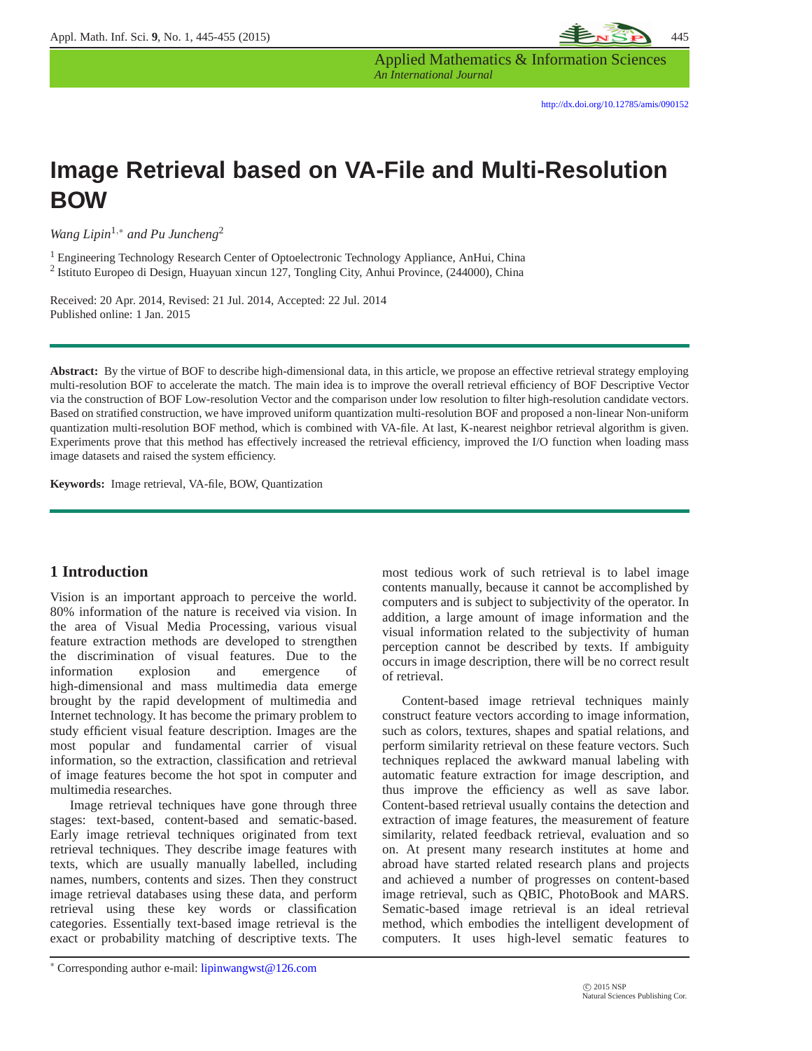# Image Retrieval based on VA-File and Multi-Resolution BOW

*Wang Lipin*[1,*] *and Pu Juncheng*[2]

[1] Engineering Technology Research Center of Optoelectronic Technology Appliance, AnHui, China
[2] Istituto Europeo di Design, Huayuan xincun 127, Tongling City, Anhui Province, (244000), China

Received: 20 Apr. 2014, Revised: 21 Jul. 2014, Accepted: 22 Jul. 2014
Published online: 1 Jan. 2015

**Abstract:** By the virtue of BOF to describe high-dimensional data, in this article, we propose an effective retrieval strategy employing multi-resolution BOF to accelerate the match. The main idea is to improve the overall retrieval efficiency of BOF Descriptive Vector via the construction of BOF Low-resolution Vector and the comparison under low resolution to filter high-resolution candidate vectors. Based on stratified construction, we have improved uniform quantization multi-resolution BOF and proposed a non-linear Non-uniform quantization multi-resolution BOF method, which is combined with VA-file. At last, K-nearest neighbor retrieval algorithm is given. Experiments prove that this method has effectively increased the retrieval efficiency, improved the I/O function when loading mass image datasets and raised the system efficiency.

**Keywords:** Image retrieval, VA-file, BOW, Quantization

## 1 Introduction

Vision is an important approach to perceive the world. 80% information of the nature is received via vision. In the area of Visual Media Processing, various visual feature extraction methods are developed to strengthen the discrimination of visual features. Due to the information explosion and emergence of high-dimensional and mass multimedia data emerge brought by the rapid development of multimedia and Internet technology. It has become the primary problem to study efficient visual feature description. Images are the most popular and fundamental carrier of visual information, so the extraction, classification and retrieval of image features become the hot spot in computer and multimedia researches.

Image retrieval techniques have gone through three stages: text-based, content-based and sematic-based. Early image retrieval techniques originated from text retrieval techniques. They describe image features with texts, which are usually manually labelled, including names, numbers, contents and sizes. Then they construct image retrieval databases using these data, and perform retrieval using these key words or classification categories. Essentially text-based image retrieval is the exact or probability matching of descriptive texts. The most tedious work of such retrieval is to label image contents manually, because it cannot be accomplished by computers and is subject to subjectivity of the operator. In addition, a large amount of image information and the visual information related to the subjectivity of human perception cannot be described by texts. If ambiguity occurs in image description, there will be no correct result of retrieval.

Content-based image retrieval techniques mainly construct feature vectors according to image information, such as colors, textures, shapes and spatial relations, and perform similarity retrieval on these feature vectors. Such techniques replaced the awkward manual labeling with automatic feature extraction for image description, and thus improve the efficiency as well as save labor. Content-based retrieval usually contains the detection and extraction of image features, the measurement of feature similarity, related feedback retrieval, evaluation and so on. At present many research institutes at home and abroad have started related research plans and projects and achieved a number of progresses on content-based image retrieval, such as QBIC, PhotoBook and MARS. Sematic-based image retrieval is an ideal retrieval method, which embodies the intelligent development of computers. It uses high-level sematic features to

[*] Corresponding author e-mail: lipinwangwst@126.com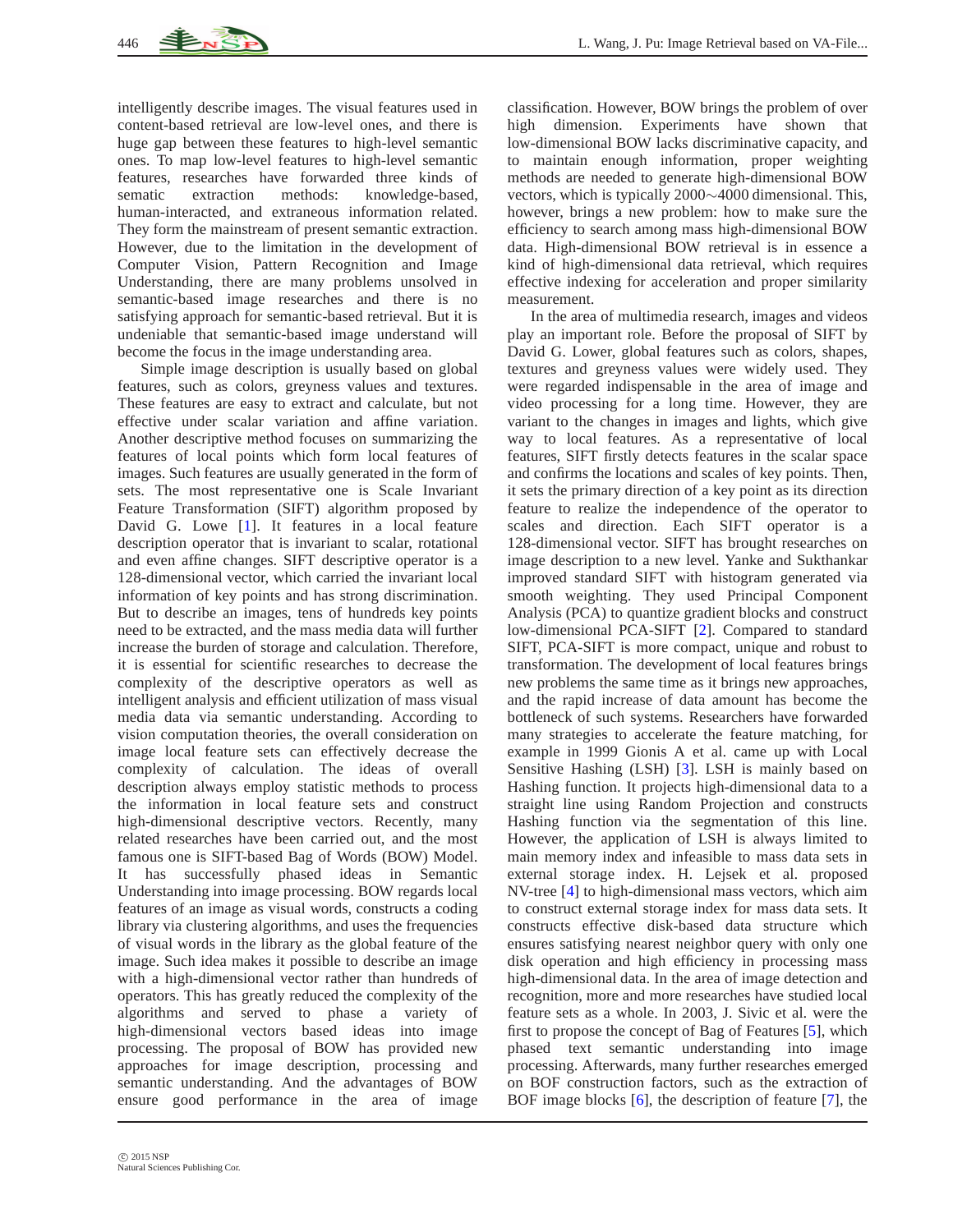intelligently describe images. The visual features used in content-based retrieval are low-level ones, and there is huge gap between these features to high-level semantic ones. To map low-level features to high-level semantic features, researches have forwarded three kinds of sematic extraction methods: knowledge-based, human-interacted, and extraneous information related. They form the mainstream of present semantic extraction. However, due to the limitation in the development of Computer Vision, Pattern Recognition and Image Understanding, there are many problems unsolved in semantic-based image researches and there is no satisfying approach for semantic-based retrieval. But it is undeniable that semantic-based image understand will become the focus in the image understanding area.

Simple image description is usually based on global features, such as colors, greyness values and textures. These features are easy to extract and calculate, but not effective under scalar variation and affine variation. Another descriptive method focuses on summarizing the features of local points which form local features of images. Such features are usually generated in the form of sets. The most representative one is Scale Invariant Feature Transformation (SIFT) algorithm proposed by David G. Lowe [1]. It features in a local feature description operator that is invariant to scalar, rotational and even affine changes. SIFT descriptive operator is a 128-dimensional vector, which carried the invariant local information of key points and has strong discrimination. But to describe an images, tens of hundreds key points need to be extracted, and the mass media data will further increase the burden of storage and calculation. Therefore, it is essential for scientific researches to decrease the complexity of the descriptive operators as well as intelligent analysis and efficient utilization of mass visual media data via semantic understanding. According to vision computation theories, the overall consideration on image local feature sets can effectively decrease the complexity of calculation. The ideas of overall description always employ statistic methods to process the information in local feature sets and construct high-dimensional descriptive vectors. Recently, many related researches have been carried out, and the most famous one is SIFT-based Bag of Words (BOW) Model. It has successfully phased ideas in Semantic Understanding into image processing. BOW regards local features of an image as visual words, constructs a coding library via clustering algorithms, and uses the frequencies of visual words in the library as the global feature of the image. Such idea makes it possible to describe an image with a high-dimensional vector rather than hundreds of operators. This has greatly reduced the complexity of the algorithms and served to phase a variety of high-dimensional vectors based ideas into image processing. The proposal of BOW has provided new approaches for image description, processing and semantic understanding. And the advantages of BOW ensure good performance in the area of image classification. However, BOW brings the problem of over high dimension. Experiments have shown that low-dimensional BOW lacks discriminative capacity, and to maintain enough information, proper weighting methods are needed to generate high-dimensional BOW vectors, which is typically 2000$\sim$4000 dimensional. This, however, brings a new problem: how to make sure the efficiency to search among mass high-dimensional BOW data. High-dimensional BOW retrieval is in essence a kind of high-dimensional data retrieval, which requires effective indexing for acceleration and proper similarity measurement.

In the area of multimedia research, images and videos play an important role. Before the proposal of SIFT by David G. Lower, global features such as colors, shapes, textures and greyness values were widely used. They were regarded indispensable in the area of image and video processing for a long time. However, they are variant to the changes in images and lights, which give way to local features. As a representative of local features, SIFT firstly detects features in the scalar space and confirms the locations and scales of key points. Then, it sets the primary direction of a key point as its direction feature to realize the independence of the operator to scales and direction. Each SIFT operator is a 128-dimensional vector. SIFT has brought researches on image description to a new level. Yanke and Sukthankar improved standard SIFT with histogram generated via smooth weighting. They used Principal Component Analysis (PCA) to quantize gradient blocks and construct low-dimensional PCA-SIFT [2]. Compared to standard SIFT, PCA-SIFT is more compact, unique and robust to transformation. The development of local features brings new problems the same time as it brings new approaches, and the rapid increase of data amount has become the bottleneck of such systems. Researchers have forwarded many strategies to accelerate the feature matching, for example in 1999 Gionis A et al. came up with Local Sensitive Hashing (LSH) [3]. LSH is mainly based on Hashing function. It projects high-dimensional data to a straight line using Random Projection and constructs Hashing function via the segmentation of this line. However, the application of LSH is always limited to main memory index and infeasible to mass data sets in external storage index. H. Lejsek et al. proposed NV-tree [4] to high-dimensional mass vectors, which aim to construct external storage index for mass data sets. It constructs effective disk-based data structure which ensures satisfying nearest neighbor query with only one disk operation and high efficiency in processing mass high-dimensional data. In the area of image detection and recognition, more and more researches have studied local feature sets as a whole. In 2003, J. Sivic et al. were the first to propose the concept of Bag of Features [5], which phased text semantic understanding into image processing. Afterwards, many further researches emerged on BOF construction factors, such as the extraction of BOF image blocks [6], the description of feature [7], the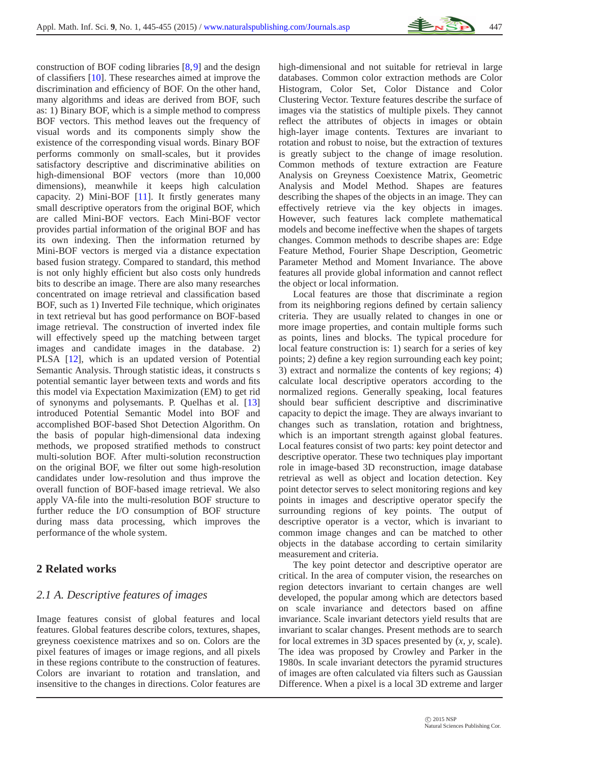construction of BOF coding libraries [8,9] and the design of classifiers [10]. These researches aimed at improve the discrimination and efficiency of BOF. On the other hand, many algorithms and ideas are derived from BOF, such as: 1) Binary BOF, which is a simple method to compress BOF vectors. This method leaves out the frequency of visual words and its components simply show the existence of the corresponding visual words. Binary BOF performs commonly on small-scales, but it provides satisfactory descriptive and discriminative abilities on high-dimensional BOF vectors (more than 10,000 dimensions), meanwhile it keeps high calculation capacity. 2) Mini-BOF [11]. It firstly generates many small descriptive operators from the original BOF, which are called Mini-BOF vectors. Each Mini-BOF vector provides partial information of the original BOF and has its own indexing. Then the information returned by Mini-BOF vectors is merged via a distance expectation based fusion strategy. Compared to standard, this method is not only highly efficient but also costs only hundreds bits to describe an image. There are also many researches concentrated on image retrieval and classification based BOF, such as 1) Inverted File technique, which originates in text retrieval but has good performance on BOF-based image retrieval. The construction of inverted index file will effectively speed up the matching between target images and candidate images in the database. 2) PLSA [12], which is an updated version of Potential Semantic Analysis. Through statistic ideas, it constructs s potential semantic layer between texts and words and fits this model via Expectation Maximization (EM) to get rid of synonyms and polysemants. P. Quelhas et al. [13] introduced Potential Semantic Model into BOF and accomplished BOF-based Shot Detection Algorithm. On the basis of popular high-dimensional data indexing methods, we proposed stratified methods to construct multi-solution BOF. After multi-solution reconstruction on the original BOF, we filter out some high-resolution candidates under low-resolution and thus improve the overall function of BOF-based image retrieval. We also apply VA-file into the multi-resolution BOF structure to further reduce the I/O consumption of BOF structure during mass data processing, which improves the performance of the whole system.

## 2 Related works

### *2.1 A. Descriptive features of images*

Image features consist of global features and local features. Global features describe colors, textures, shapes, greyness coexistence matrixes and so on. Colors are the pixel features of images or image regions, and all pixels in these regions contribute to the construction of features. Colors are invariant to rotation and translation, and insensitive to the changes in directions. Color features are high-dimensional and not suitable for retrieval in large databases. Common color extraction methods are Color Histogram, Color Set, Color Distance and Color Clustering Vector. Texture features describe the surface of images via the statistics of multiple pixels. They cannot reflect the attributes of objects in images or obtain high-layer image contents. Textures are invariant to rotation and robust to noise, but the extraction of textures is greatly subject to the change of image resolution. Common methods of texture extraction are Feature Analysis on Greyness Coexistence Matrix, Geometric Analysis and Model Method. Shapes are features describing the shapes of the objects in an image. They can effectively retrieve via the key objects in images. However, such features lack complete mathematical models and become ineffective when the shapes of targets changes. Common methods to describe shapes are: Edge Feature Method, Fourier Shape Description, Geometric Parameter Method and Moment Invariance. The above features all provide global information and cannot reflect the object or local information.

Local features are those that discriminate a region from its neighboring regions defined by certain saliency criteria. They are usually related to changes in one or more image properties, and contain multiple forms such as points, lines and blocks. The typical procedure for local feature construction is: 1) search for a series of key points; 2) define a key region surrounding each key point; 3) extract and normalize the contents of key regions; 4) calculate local descriptive operators according to the normalized regions. Generally speaking, local features should bear sufficient descriptive and discriminative capacity to depict the image. They are always invariant to changes such as translation, rotation and brightness, which is an important strength against global features. Local features consist of two parts: key point detector and descriptive operator. These two techniques play important role in image-based 3D reconstruction, image database retrieval as well as object and location detection. Key point detector serves to select monitoring regions and key points in images and descriptive operator specify the surrounding regions of key points. The output of descriptive operator is a vector, which is invariant to common image changes and can be matched to other objects in the database according to certain similarity measurement and criteria.

The key point detector and descriptive operator are critical. In the area of computer vision, the researches on region detectors invariant to certain changes are well developed, the popular among which are detectors based on scale invariance and detectors based on affine invariance. Scale invariant detectors yield results that are invariant to scalar changes. Present methods are to search for local extremes in 3D spaces presented by ($x$, $y$, scale). The idea was proposed by Crowley and Parker in the 1980s. In scale invariant detectors the pyramid structures of images are often calculated via filters such as Gaussian Difference. When a pixel is a local 3D extreme and larger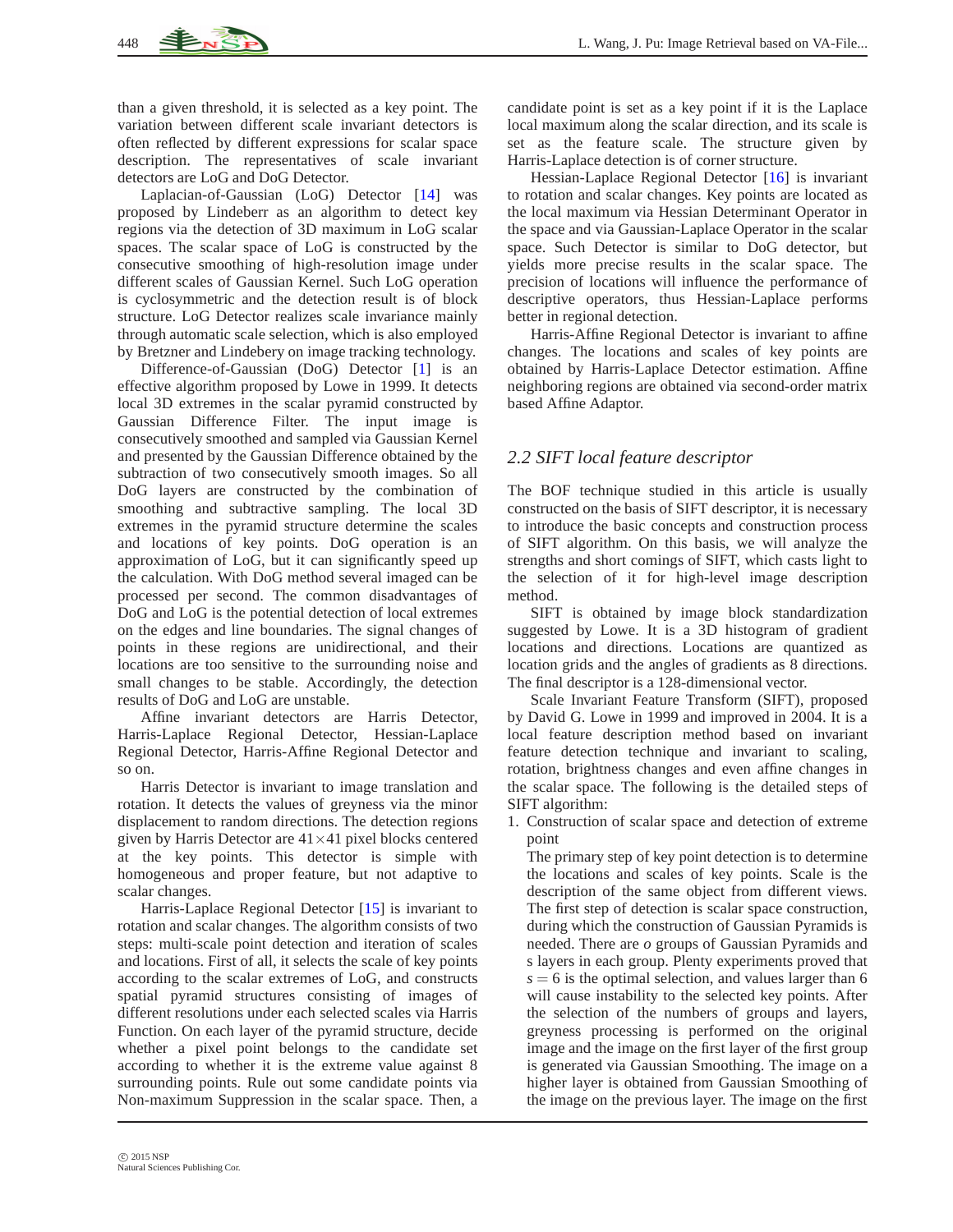than a given threshold, it is selected as a key point. The variation between different scale invariant detectors is often reflected by different expressions for scalar space description. The representatives of scale invariant detectors are LoG and DoG Detector.

Laplacian-of-Gaussian (LoG) Detector [14] was proposed by Lindeberr as an algorithm to detect key regions via the detection of 3D maximum in LoG scalar spaces. The scalar space of LoG is constructed by the consecutive smoothing of high-resolution image under different scales of Gaussian Kernel. Such LoG operation is cyclosymmetric and the detection result is of block structure. LoG Detector realizes scale invariance mainly through automatic scale selection, which is also employed by Bretzner and Lindebery on image tracking technology.

Difference-of-Gaussian (DoG) Detector [1] is an effective algorithm proposed by Lowe in 1999. It detects local 3D extremes in the scalar pyramid constructed by Gaussian Difference Filter. The input image is consecutively smoothed and sampled via Gaussian Kernel and presented by the Gaussian Difference obtained by the subtraction of two consecutively smooth images. So all DoG layers are constructed by the combination of smoothing and subtractive sampling. The local 3D extremes in the pyramid structure determine the scales and locations of key points. DoG operation is an approximation of LoG, but it can significantly speed up the calculation. With DoG method several imaged can be processed per second. The common disadvantages of DoG and LoG is the potential detection of local extremes on the edges and line boundaries. The signal changes of points in these regions are unidirectional, and their locations are too sensitive to the surrounding noise and small changes to be stable. Accordingly, the detection results of DoG and LoG are unstable.

Affine invariant detectors are Harris Detector, Harris-Laplace Regional Detector, Hessian-Laplace Regional Detector, Harris-Affine Regional Detector and so on.

Harris Detector is invariant to image translation and rotation. It detects the values of greyness via the minor displacement to random directions. The detection regions given by Harris Detector are $41\times41$ pixel blocks centered at the key points. This detector is simple with homogeneous and proper feature, but not adaptive to scalar changes.

Harris-Laplace Regional Detector [15] is invariant to rotation and scalar changes. The algorithm consists of two steps: multi-scale point detection and iteration of scales and locations. First of all, it selects the scale of key points according to the scalar extremes of LoG, and constructs spatial pyramid structures consisting of images of different resolutions under each selected scales via Harris Function. On each layer of the pyramid structure, decide whether a pixel point belongs to the candidate set according to whether it is the extreme value against 8 surrounding points. Rule out some candidate points via Non-maximum Suppression in the scalar space. Then, a candidate point is set as a key point if it is the Laplace local maximum along the scalar direction, and its scale is set as the feature scale. The structure given by Harris-Laplace detection is of corner structure.

Hessian-Laplace Regional Detector [16] is invariant to rotation and scalar changes. Key points are located as the local maximum via Hessian Determinant Operator in the space and via Gaussian-Laplace Operator in the scalar space. Such Detector is similar to DoG detector, but yields more precise results in the scalar space. The precision of locations will influence the performance of descriptive operators, thus Hessian-Laplace performs better in regional detection.

Harris-Affine Regional Detector is invariant to affine changes. The locations and scales of key points are obtained by Harris-Laplace Detector estimation. Affine neighboring regions are obtained via second-order matrix based Affine Adaptor.

## *2.2 SIFT local feature descriptor*

The BOF technique studied in this article is usually constructed on the basis of SIFT descriptor, it is necessary to introduce the basic concepts and construction process of SIFT algorithm. On this basis, we will analyze the strengths and short comings of SIFT, which casts light to the selection of it for high-level image description method.

SIFT is obtained by image block standardization suggested by Lowe. It is a 3D histogram of gradient locations and directions. Locations are quantized as location grids and the angles of gradients as 8 directions. The final descriptor is a 128-dimensional vector.

Scale Invariant Feature Transform (SIFT), proposed by David G. Lowe in 1999 and improved in 2004. It is a local feature description method based on invariant feature detection technique and invariant to scaling, rotation, brightness changes and even affine changes in the scalar space. The following is the detailed steps of SIFT algorithm:

1. Construction of scalar space and detection of extreme point

   The primary step of key point detection is to determine the locations and scales of key points. Scale is the description of the same object from different views. The first step of detection is scalar space construction, during which the construction of Gaussian Pyramids is needed. There are $o$ groups of Gaussian Pyramids and s layers in each group. Plenty experiments proved that $s = 6$ is the optimal selection, and values larger than 6 will cause instability to the selected key points. After the selection of the numbers of groups and layers, greyness processing is performed on the original image and the image on the first layer of the first group is generated via Gaussian Smoothing. The image on a higher layer is obtained from Gaussian Smoothing of the image on the previous layer. The image on the first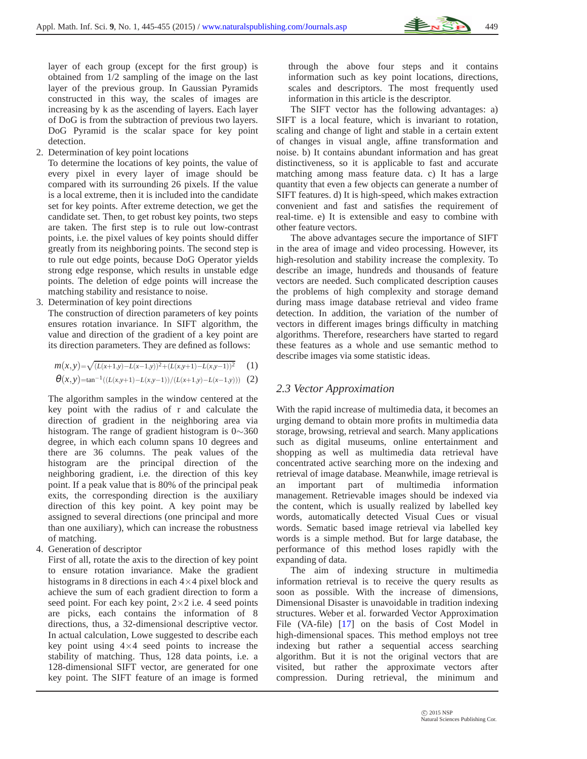layer of each group (except for the first group) is obtained from 1/2 sampling of the image on the last layer of the previous group. In Gaussian Pyramids constructed in this way, the scales of images are increasing by k as the ascending of layers. Each layer of DoG is from the subtraction of previous two layers. DoG Pyramid is the scalar space for key point detection.

2. Determination of key point locations
   To determine the locations of key points, the value of every pixel in every layer of image should be compared with its surrounding 26 pixels. If the value is a local extreme, then it is included into the candidate set for key points. After extreme detection, we get the candidate set. Then, to get robust key points, two steps are taken. The first step is to rule out low-contrast points, i.e. the pixel values of key points should differ greatly from its neighboring points. The second step is to rule out edge points, because DoG Operator yields strong edge response, which results in unstable edge points. The deletion of edge points will increase the matching stability and resistance to noise.

3. Determination of key point directions
   The construction of direction parameters of key points ensures rotation invariance. In SIFT algorithm, the value and direction of the gradient of a key point are its direction parameters. They are defined as follows:

$$m(x,y) = \sqrt{(L(x+1,y)-L(x-1,y))^2+(L(x,y+1)-L(x,y-1))^2} \quad (1)$$

$$\theta(x,y) = \tan^{-1}((L(x,y+1)-L(x,y-1))/(L(x+1,y)-L(x-1,y))) \quad (2)$$

   The algorithm samples in the window centered at the key point with the radius of r and calculate the direction of gradient in the neighboring area via histogram. The range of gradient histogram is $0\sim360$ degree, in which each column spans 10 degrees and there are 36 columns. The peak values of the histogram are the principal direction of the neighboring gradient, i.e. the direction of this key point. If a peak value that is 80% of the principal peak exits, the corresponding direction is the auxiliary direction of this key point. A key point may be assigned to several directions (one principal and more than one auxiliary), which can increase the robustness of matching.

4. Generation of descriptor
   First of all, rotate the axis to the direction of key point to ensure rotation invariance. Make the gradient histograms in 8 directions in each $4\times4$ pixel block and achieve the sum of each gradient direction to form a seed point. For each key point, $2\times2$ i.e. 4 seed points are picks, each contains the information of 8 directions, thus, a 32-dimensional descriptive vector. In actual calculation, Lowe suggested to describe each key point using $4\times4$ seed points to increase the stability of matching. Thus, 128 data points, i.e. a 128-dimensional SIFT vector, are generated for one key point. The SIFT feature of an image is formed through the above four steps and it contains information such as key point locations, directions, scales and descriptors. The most frequently used information in this article is the descriptor.

The SIFT vector has the following advantages: a) SIFT is a local feature, which is invariant to rotation, scaling and change of light and stable in a certain extent of changes in visual angle, affine transformation and noise. b) It contains abundant information and has great distinctiveness, so it is applicable to fast and accurate matching among mass feature data. c) It has a large quantity that even a few objects can generate a number of SIFT features. d) It is high-speed, which makes extraction convenient and fast and satisfies the requirement of real-time. e) It is extensible and easy to combine with other feature vectors.

The above advantages secure the importance of SIFT in the area of image and video processing. However, its high-resolution and stability increase the complexity. To describe an image, hundreds and thousands of feature vectors are needed. Such complicated description causes the problems of high complexity and storage demand during mass image database retrieval and video frame detection. In addition, the variation of the number of vectors in different images brings difficulty in matching algorithms. Therefore, researchers have started to regard these features as a whole and use semantic method to describe images via some statistic ideas.

## *2.3 Vector Approximation*

With the rapid increase of multimedia data, it becomes an urging demand to obtain more profits in multimedia data storage, browsing, retrieval and search. Many applications such as digital museums, online entertainment and shopping as well as multimedia data retrieval have concentrated active searching more on the indexing and retrieval of image database. Meanwhile, image retrieval is an important part of multimedia information management. Retrievable images should be indexed via the content, which is usually realized by labelled key words, automatically detected Visual Cues or visual words. Sematic based image retrieval via labelled key words is a simple method. But for large database, the performance of this method loses rapidly with the expanding of data.

The aim of indexing structure in multimedia information retrieval is to receive the query results as soon as possible. With the increase of dimensions, Dimensional Disaster is unavoidable in tradition indexing structures. Weber et al. forwarded Vector Approximation File (VA-file) [17] on the basis of Cost Model in high-dimensional spaces. This method employs not tree indexing but rather a sequential access searching algorithm. But it is not the original vectors that are visited, but rather the approximate vectors after compression. During retrieval, the minimum and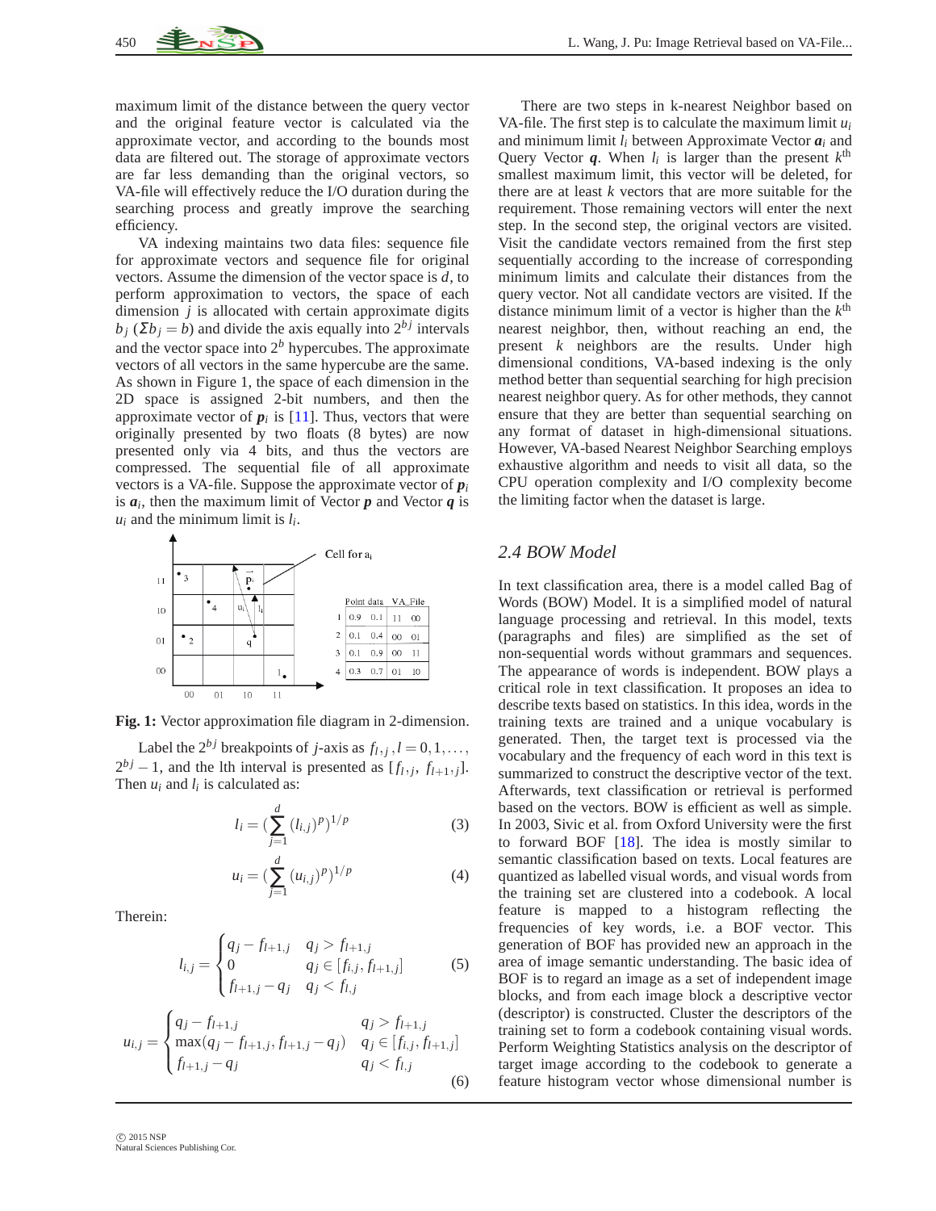maximum limit of the distance between the query vector and the original feature vector is calculated via the approximate vector, and according to the bounds most data are filtered out. The storage of approximate vectors are far less demanding than the original vectors, so VA-file will effectively reduce the I/O duration during the searching process and greatly improve the searching efficiency.

VA indexing maintains two data files: sequence file for approximate vectors and sequence file for original vectors. Assume the dimension of the vector space is $d$, to perform approximation to vectors, the space of each dimension $j$ is allocated with certain approximate digits $b_j$ ($\Sigma b_j = b$) and divide the axis equally into $2^{bj}$ intervals and the vector space into $2^b$ hypercubes. The approximate vectors of all vectors in the same hypercube are the same. As shown in Figure 1, the space of each dimension in the 2D space is assigned 2-bit numbers, and then the approximate vector of $\boldsymbol{p}_i$ is [11]. Thus, vectors that were originally presented by two floats (8 bytes) are now presented only via 4 bits, and thus the vectors are compressed. The sequential file of all approximate vectors is a VA-file. Suppose the approximate vector of $\boldsymbol{p}_i$ is $\boldsymbol{a}_i$, then the maximum limit of Vector $\boldsymbol{p}$ and Vector $\boldsymbol{q}$ is $u_i$ and the minimum limit is $l_i$.

| | Point data | | VA_File | |
|---|---|---|---|---|
| 1 | 0.9 | 0.1 | 11 | 00 |
| 2 | 0.1 | 0.4 | 00 | 01 |
| 3 | 0.1 | 0.9 | 00 | 11 |
| 4 | 0.3 | 0.7 | 01 | 10 |

**Fig. 1:** Vector approximation file diagram in 2-dimension.

Label the $2^{bj}$ breakpoints of $j$-axis as $f_{l,j}, l = 0, 1, \ldots, 2^{bj} - 1$, and the lth interval is presented as $[f_{l,j}, f_{l+1,j}]$. Then $u_i$ and $l_i$ is calculated as:

$$l_i = \left(\sum_{j=1}^{d} (l_{i,j})^p\right)^{1/p} \tag{3}$$

$$u_i = \left(\sum_{j=1}^{d} (u_{i,j})^p\right)^{1/p} \tag{4}$$

Therein:

$$l_{i,j} = \begin{cases} q_j - f_{l+1,j} & q_j > f_{l+1,j} \\ 0 & q_j \in [f_{i,j}, f_{l+1,j}] \\ f_{l+1,j} - q_j & q_j < f_{l,j} \end{cases} \tag{5}$$

$$u_{i,j} = \begin{cases} q_j - f_{l+1,j} & q_j > f_{l+1,j} \\ \max(q_j - f_{l+1,j}, f_{l+1,j} - q_j) & q_j \in [f_{i,j}, f_{l+1,j}] \\ f_{l+1,j} - q_j & q_j < f_{l,j} \end{cases} \tag{6}$$

There are two steps in k-nearest Neighbor based on VA-file. The first step is to calculate the maximum limit $u_i$ and minimum limit $l_i$ between Approximate Vector $\boldsymbol{a}_i$ and Query Vector $\boldsymbol{q}$. When $l_i$ is larger than the present $k^{\text{th}}$ smallest maximum limit, this vector will be deleted, for there are at least $k$ vectors that are more suitable for the requirement. Those remaining vectors will enter the next step. In the second step, the original vectors are visited. Visit the candidate vectors remained from the first step sequentially according to the increase of corresponding minimum limits and calculate their distances from the query vector. Not all candidate vectors are visited. If the distance minimum limit of a vector is higher than the $k^{\text{th}}$ nearest neighbor, then, without reaching an end, the present $k$ neighbors are the results. Under high dimensional conditions, VA-based indexing is the only method better than sequential searching for high precision nearest neighbor query. As for other methods, they cannot ensure that they are better than sequential searching on any format of dataset in high-dimensional situations. However, VA-based Nearest Neighbor Searching employs exhaustive algorithm and needs to visit all data, so the CPU operation complexity and I/O complexity become the limiting factor when the dataset is large.

### *2.4 BOW Model*

In text classification area, there is a model called Bag of Words (BOW) Model. It is a simplified model of natural language processing and retrieval. In this model, texts (paragraphs and files) are simplified as the set of non-sequential words without grammars and sequences. The appearance of words is independent. BOW plays a critical role in text classification. It proposes an idea to describe texts based on statistics. In this idea, words in the training texts are trained and a unique vocabulary is generated. Then, the target text is processed via the vocabulary and the frequency of each word in this text is summarized to construct the descriptive vector of the text. Afterwards, text classification or retrieval is performed based on the vectors. BOW is efficient as well as simple. In 2003, Sivic et al. from Oxford University were the first to forward BOF [18]. The idea is mostly similar to semantic classification based on texts. Local features are quantized as labelled visual words, and visual words from the training set are clustered into a codebook. A local feature is mapped to a histogram reflecting the frequencies of key words, i.e. a BOF vector. This generation of BOF has provided new an approach in the area of image semantic understanding. The basic idea of BOF is to regard an image as a set of independent image blocks, and from each image block a descriptive vector (descriptor) is constructed. Cluster the descriptors of the training set to form a codebook containing visual words. Perform Weighting Statistics analysis on the descriptor of target image according to the codebook to generate a feature histogram vector whose dimensional number is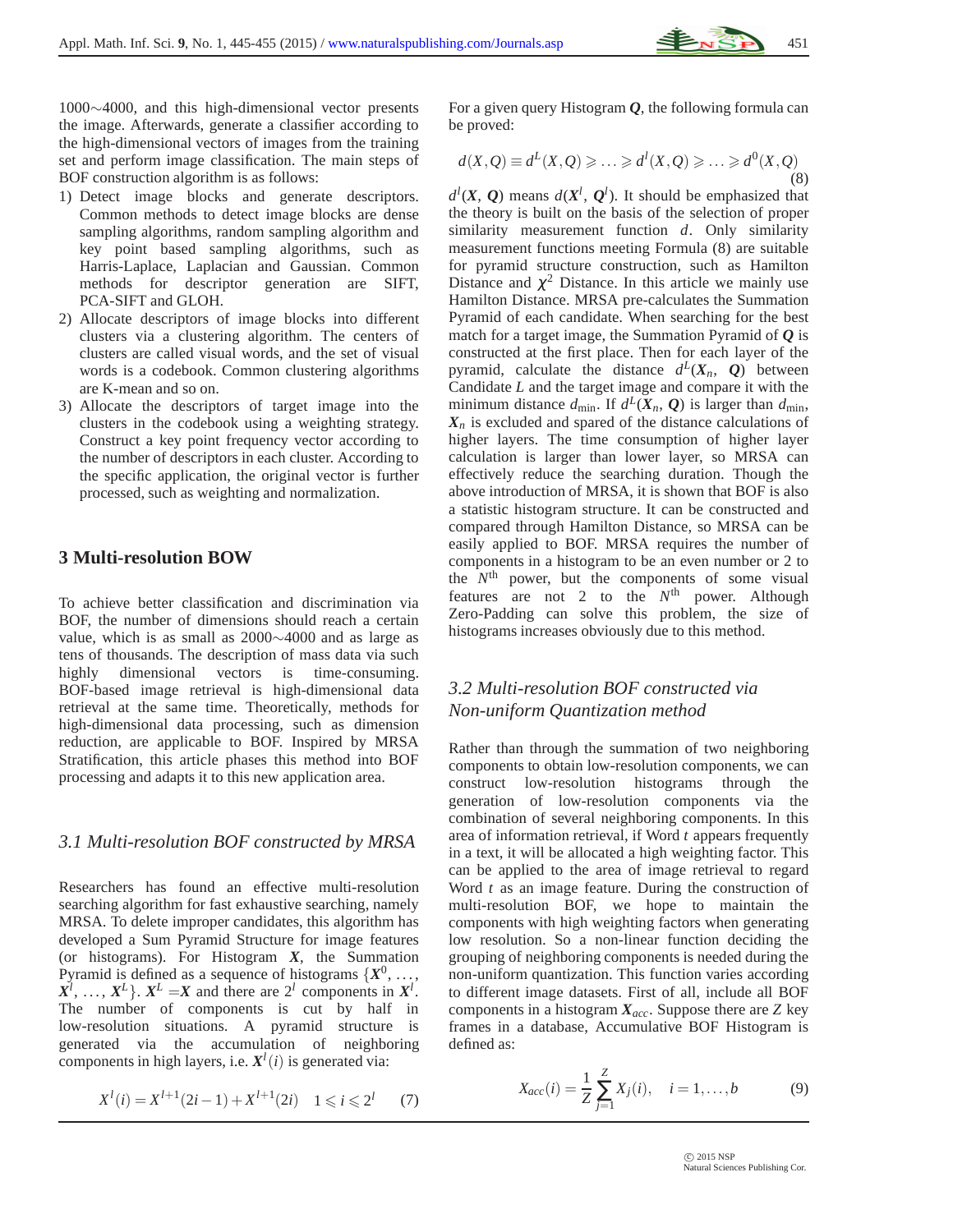1000∼4000, and this high-dimensional vector presents the image. Afterwards, generate a classifier according to the high-dimensional vectors of images from the training set and perform image classification. The main steps of BOF construction algorithm is as follows:

1) Detect image blocks and generate descriptors. Common methods to detect image blocks are dense sampling algorithms, random sampling algorithm and key point based sampling algorithms, such as Harris-Laplace, Laplacian and Gaussian. Common methods for descriptor generation are SIFT, PCA-SIFT and GLOH.
2) Allocate descriptors of image blocks into different clusters via a clustering algorithm. The centers of clusters are called visual words, and the set of visual words is a codebook. Common clustering algorithms are K-mean and so on.
3) Allocate the descriptors of target image into the clusters in the codebook using a weighting strategy. Construct a key point frequency vector according to the number of descriptors in each cluster. According to the specific application, the original vector is further processed, such as weighting and normalization.

## 3 Multi-resolution BOW

To achieve better classification and discrimination via BOF, the number of dimensions should reach a certain value, which is as small as 2000∼4000 and as large as tens of thousands. The description of mass data via such highly dimensional vectors is time-consuming. BOF-based image retrieval is high-dimensional data retrieval at the same time. Theoretically, methods for high-dimensional data processing, such as dimension reduction, are applicable to BOF. Inspired by MRSA Stratification, this article phases this method into BOF processing and adapts it to this new application area.

### *3.1 Multi-resolution BOF constructed by MRSA*

Researchers has found an effective multi-resolution searching algorithm for fast exhaustive searching, namely MRSA. To delete improper candidates, this algorithm has developed a Sum Pyramid Structure for image features (or histograms). For Histogram $\boldsymbol{X}$, the Summation Pyramid is defined as a sequence of histograms $\{\boldsymbol{X}^0, \ldots, \boldsymbol{X}^l, \ldots, \boldsymbol{X}^L\}$. $\boldsymbol{X}^L = \boldsymbol{X}$ and there are $2^l$ components in $\boldsymbol{X}^l$. The number of components is cut by half in low-resolution situations. A pyramid structure is generated via the accumulation of neighboring components in high layers, i.e. $\boldsymbol{X}^l(i)$ is generated via:

$$X^l(i) = X^{l+1}(2i-1) + X^{l+1}(2i) \quad 1 \leqslant i \leqslant 2^l \tag{7}$$

For a given query Histogram $\boldsymbol{Q}$, the following formula can be proved:

$$d(X,Q) \equiv d^L(X,Q) \geqslant \ldots \geqslant d^l(X,Q) \geqslant \ldots \geqslant d^0(X,Q) \tag{8}$$

$d^l(\boldsymbol{X}, \boldsymbol{Q})$ means $d(\boldsymbol{X}^l, \boldsymbol{Q}^l)$. It should be emphasized that the theory is built on the basis of the selection of proper similarity measurement function $d$. Only similarity measurement functions meeting Formula (8) are suitable for pyramid structure construction, such as Hamilton Distance and $\chi^2$ Distance. In this article we mainly use Hamilton Distance. MRSA pre-calculates the Summation Pyramid of each candidate. When searching for the best match for a target image, the Summation Pyramid of $\boldsymbol{Q}$ is constructed at the first place. Then for each layer of the pyramid, calculate the distance $d^L(\boldsymbol{X}_n, \boldsymbol{Q})$ between Candidate $L$ and the target image and compare it with the minimum distance $d_{\min}$. If $d^L(\boldsymbol{X}_n, \boldsymbol{Q})$ is larger than $d_{\min}$, $\boldsymbol{X}_n$ is excluded and spared of the distance calculations of higher layers. The time consumption of higher layer calculation is larger than lower layer, so MRSA can effectively reduce the searching duration. Though the above introduction of MRSA, it is shown that BOF is also a statistic histogram structure. It can be constructed and compared through Hamilton Distance, so MRSA can be easily applied to BOF. MRSA requires the number of components in a histogram to be an even number or 2 to the $N^{\text{th}}$ power, but the components of some visual features are not 2 to the $N^{\text{th}}$ power. Although Zero-Padding can solve this problem, the size of histograms increases obviously due to this method.

### *3.2 Multi-resolution BOF constructed via Non-uniform Quantization method*

Rather than through the summation of two neighboring components to obtain low-resolution components, we can construct low-resolution histograms through the generation of low-resolution components via the combination of several neighboring components. In this area of information retrieval, if Word $t$ appears frequently in a text, it will be allocated a high weighting factor. This can be applied to the area of image retrieval to regard Word $t$ as an image feature. During the construction of multi-resolution BOF, we hope to maintain the components with high weighting factors when generating low resolution. So a non-linear function deciding the grouping of neighboring components is needed during the non-uniform quantization. This function varies according to different image datasets. First of all, include all BOF components in a histogram $\boldsymbol{X}_{acc}$. Suppose there are $Z$ key frames in a database, Accumulative BOF Histogram is defined as:

$$X_{acc}(i) = \frac{1}{Z}\sum_{j=1}^{Z} X_j(i), \quad i = 1, \ldots, b \tag{9}$$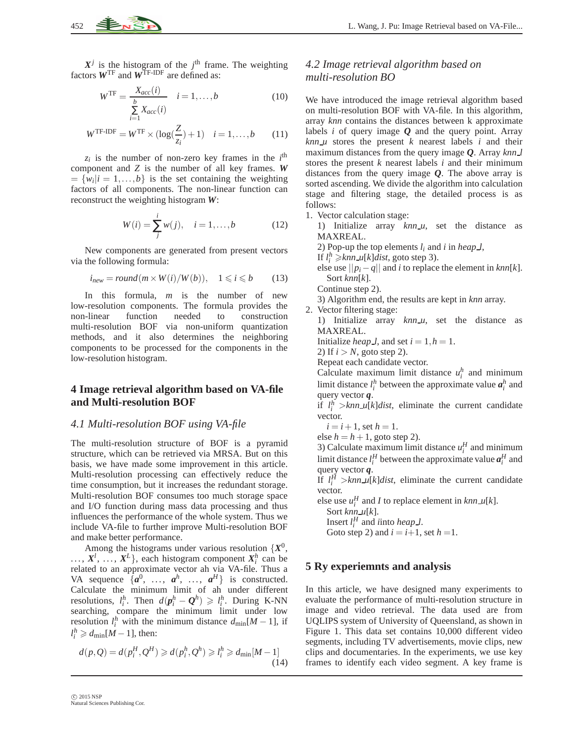$X^j$ is the histogram of the $j^{\text{th}}$ frame. The weighting factors $W^{\text{TF}}$ and $W^{\text{TF-IDF}}$ are defined as:

$$W^{\text{TF}} = \frac{X_{acc}(i)}{\sum_{i=1}^{b} X_{acc}(i)} \quad i = 1, \ldots, b \tag{10}$$

$$W^{\text{TF-IDF}} = W^{\text{TF}} \times (\log(\frac{Z}{z_i}) + 1) \quad i = 1, \ldots, b \tag{11}$$

$z_i$ is the number of non-zero key frames in the $i^{\text{th}}$ component and $Z$ is the number of all key frames. $\boldsymbol{W} = \{w_i | i = 1, \ldots, b\}$ is the set containing the weighting factors of all components. The non-linear function can reconstruct the weighting histogram $\boldsymbol{W}$:

$$W(i) = \sum_{j}^{i} w(j), \quad i = 1, \ldots, b \tag{12}$$

New components are generated from present vectors via the following formula:

$$i_{new} = round(m \times W(i)/W(b)), \quad 1 \leqslant i \leqslant b \tag{13}$$

In this formula, $m$ is the number of new low-resolution components. The formula provides the non-linear function needed to construction multi-resolution BOF via non-uniform quantization methods, and it also determines the neighboring components to be processed for the components in the low-resolution histogram.

## 4 Image retrieval algorithm based on VA-file and Multi-resolution BOF

### 4.1 Multi-resolution BOF using VA-file

The multi-resolution structure of BOF is a pyramid structure, which can be retrieved via MRSA. But on this basis, we have made some improvement in this article. Multi-resolution processing can effectively reduce the time consumption, but it increases the redundant storage. Multi-resolution BOF consumes too much storage space and I/O function during mass data processing and thus influences the performance of the whole system. Thus we include VA-file to further improve Multi-resolution BOF and make better performance.

Among the histograms under various resolution $\{\boldsymbol{X}^0, \ldots, \boldsymbol{X}^l, \ldots, \boldsymbol{X}^L\}$, each histogram component $\boldsymbol{X}_i^h$ can be related to an approximate vector ah via VA-file. Thus a VA sequence $\{\boldsymbol{a}^0, \ldots, \boldsymbol{a}^h, \ldots, \boldsymbol{a}^H\}$ is constructed. Calculate the minimum limit of ah under different resolutions, $l_i^h$. Then $d(\boldsymbol{p}_i^h - \boldsymbol{Q}^h) \geqslant l_i^h$. During K-NN searching, compare the minimum limit under low resolution $l_i^h$ with the minimum distance $d_{\min}[M-1]$, if $l_i^h \geqslant d_{\min}[M-1]$, then:

$$d(p,Q) = d(p_i^H, Q^H) \geqslant d(p_i^h, Q^h) \geqslant l_i^h \geqslant d_{\min}[M-1] \tag{14}$$

### 4.2 Image retrieval algorithm based on multi-resolution BO

We have introduced the image retrieval algorithm based on multi-resolution BOF with VA-file. In this algorithm, array *knn* contains the distances between k approximate labels $i$ of query image $\boldsymbol{Q}$ and the query point. Array *knn_u* stores the present $k$ nearest labels $i$ and their maximum distances from the query image $\boldsymbol{Q}$. Array *knn_l* stores the present $k$ nearest labels $i$ and their minimum distances from the query image $\boldsymbol{Q}$. The above array is sorted ascending. We divide the algorithm into calculation stage and filtering stage, the detailed process is as follows:

1. Vector calculation stage:
   1) Initialize array *knn_u*, set the distance as MAXREAL.
   2) Pop-up the top elements $l_i$ and $i$ in *heap_l*,
   If $l_i^h \geqslant knn\_u[k]dist$, goto step 3).
   else use $||p_i - q||$ and $i$ to replace the element in $knn[k]$.
   Sort $knn[k]$.
   Continue step 2).
   3) Algorithm end, the results are kept in *knn* array.
2. Vector filtering stage:
   1) Initialize array *knn_u*, set the distance as MAXREAL.
   Initialize *heap_l*, and set $i = 1, h = 1$.
   2) If $i > N$, goto step 2).
   Repeat each candidate vector.
   Calculate maximum limit distance $u_i^h$ and minimum limit distance $l_i^h$ between the approximate value $\boldsymbol{a}_i^h$ and query vector $\boldsymbol{q}$.
   if $l_i^h > knn\_u[k]dist$, eliminate the current candidate vector.
   $i = i+1$, set $h = 1$.
   else $h = h+1$, goto step 2).
   3) Calculate maximum limit distance $u_i^H$ and minimum limit distance $l_i^H$ between the approximate value $\boldsymbol{a}_i^H$ and query vector $\boldsymbol{q}$.
   If $l_i^H > knn\_u[k]dist$, eliminate the current candidate vector.
   else use $u_i^H$ and $I$ to replace element in $knn\_u[k]$.
   Sort $knn\_u[k]$.
   Insert $l_i^H$ and $i$into *heap_l*.
   Goto step 2) and $i = i+1$, set $h = 1$.

## 5 Ry experiemnts and analysis

In this article, we have designed many experiments to evaluate the performance of multi-resolution structure in image and video retrieval. The data used are from UQLIPS system of University of Queensland, as shown in Figure 1. This data set contains 10,000 different video segments, including TV advertisements, movie clips, new clips and documentaries. In the experiments, we use key frames to identify each video segment. A key frame is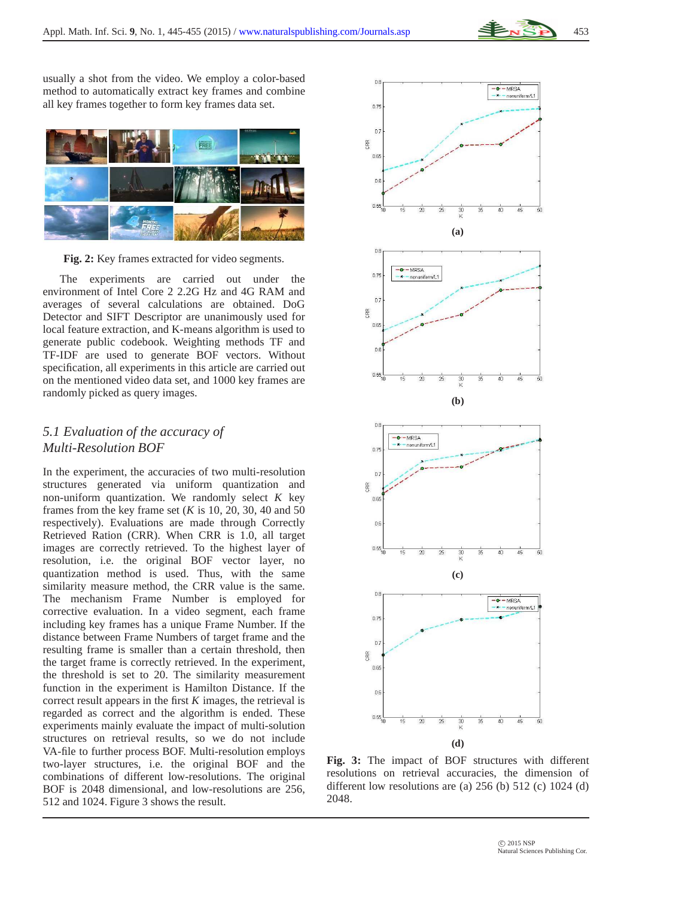usually a shot from the video. We employ a color-based method to automatically extract key frames and combine all key frames together to form key frames data set.

**Fig. 2:** Key frames extracted for video segments.

The experiments are carried out under the environment of Intel Core 2 2.2G Hz and 4G RAM and averages of several calculations are obtained. DoG Detector and SIFT Descriptor are unanimously used for local feature extraction, and K-means algorithm is used to generate public codebook. Weighting methods TF and TF-IDF are used to generate BOF vectors. Without specification, all experiments in this article are carried out on the mentioned video data set, and 1000 key frames are randomly picked as query images.

## *5.1 Evaluation of the accuracy of Multi-Resolution BOF*

In the experiment, the accuracies of two multi-resolution structures generated via uniform quantization and non-uniform quantization. We randomly select $K$ key frames from the key frame set ($K$ is 10, 20, 30, 40 and 50 respectively). Evaluations are made through Correctly Retrieved Ration (CRR). When CRR is 1.0, all target images are correctly retrieved. To the highest layer of resolution, i.e. the original BOF vector layer, no quantization method is used. Thus, with the same similarity measure method, the CRR value is the same. The mechanism Frame Number is employed for corrective evaluation. In a video segment, each frame including key frames has a unique Frame Number. If the distance between Frame Numbers of target frame and the resulting frame is smaller than a certain threshold, then the target frame is correctly retrieved. In the experiment, the threshold is set to 20. The similarity measurement function in the experiment is Hamilton Distance. If the correct result appears in the first $K$ images, the retrieval is regarded as correct and the algorithm is ended. These experiments mainly evaluate the impact of multi-solution structures on retrieval results, so we do not include VA-file to further process BOF. Multi-resolution employs two-layer structures, i.e. the original BOF and the combinations of different low-resolutions. The original BOF is 2048 dimensional, and low-resolutions are 256, 512 and 1024. Figure 3 shows the result.

**Fig. 3:** The impact of BOF structures with different resolutions on retrieval accuracies, the dimension of different low resolutions are (a) 256 (b) 512 (c) 1024 (d) 2048.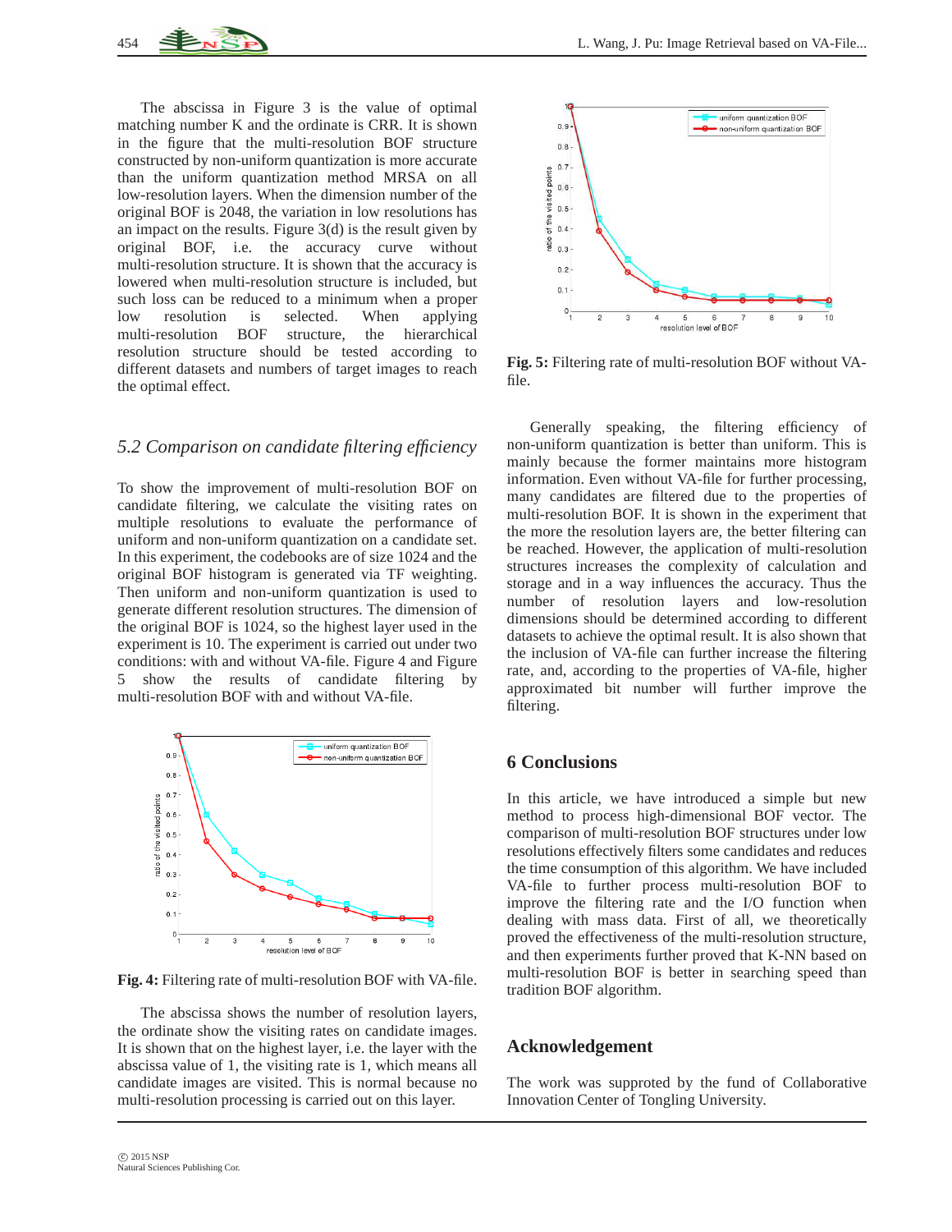The abscissa in Figure 3 is the value of optimal matching number K and the ordinate is CRR. It is shown in the figure that the multi-resolution BOF structure constructed by non-uniform quantization is more accurate than the uniform quantization method MRSA on all low-resolution layers. When the dimension number of the original BOF is 2048, the variation in low resolutions has an impact on the results. Figure 3(d) is the result given by original BOF, i.e. the accuracy curve without multi-resolution structure. It is shown that the accuracy is lowered when multi-resolution structure is included, but such loss can be reduced to a minimum when a proper low resolution is selected. When applying multi-resolution BOF structure, the hierarchical resolution structure should be tested according to different datasets and numbers of target images to reach the optimal effect.

### *5.2 Comparison on candidate filtering efficiency*

To show the improvement of multi-resolution BOF on candidate filtering, we calculate the visiting rates on multiple resolutions to evaluate the performance of uniform and non-uniform quantization on a candidate set. In this experiment, the codebooks are of size 1024 and the original BOF histogram is generated via TF weighting. Then uniform and non-uniform quantization is used to generate different resolution structures. The dimension of the original BOF is 1024, so the highest layer used in the experiment is 10. The experiment is carried out under two conditions: with and without VA-file. Figure 4 and Figure 5 show the results of candidate filtering by multi-resolution BOF with and without VA-file.

**Fig. 4:** Filtering rate of multi-resolution BOF with VA-file.

The abscissa shows the number of resolution layers, the ordinate show the visiting rates on candidate images. It is shown that on the highest layer, i.e. the layer with the abscissa value of 1, the visiting rate is 1, which means all candidate images are visited. This is normal because no multi-resolution processing is carried out on this layer.

**Fig. 5:** Filtering rate of multi-resolution BOF without VA-file.

Generally speaking, the filtering efficiency of non-uniform quantization is better than uniform. This is mainly because the former maintains more histogram information. Even without VA-file for further processing, many candidates are filtered due to the properties of multi-resolution BOF. It is shown in the experiment that the more the resolution layers are, the better filtering can be reached. However, the application of multi-resolution structures increases the complexity of calculation and storage and in a way influences the accuracy. Thus the number of resolution layers and low-resolution dimensions should be determined according to different datasets to achieve the optimal result. It is also shown that the inclusion of VA-file can further increase the filtering rate, and, according to the properties of VA-file, higher approximated bit number will further improve the filtering.

## 6 Conclusions

In this article, we have introduced a simple but new method to process high-dimensional BOF vector. The comparison of multi-resolution BOF structures under low resolutions effectively filters some candidates and reduces the time consumption of this algorithm. We have included VA-file to further process multi-resolution BOF to improve the filtering rate and the I/O function when dealing with mass data. First of all, we theoretically proved the effectiveness of the multi-resolution structure, and then experiments further proved that K-NN based on multi-resolution BOF is better in searching speed than tradition BOF algorithm.

## Acknowledgement

The work was supproted by the fund of Collaborative Innovation Center of Tongling University.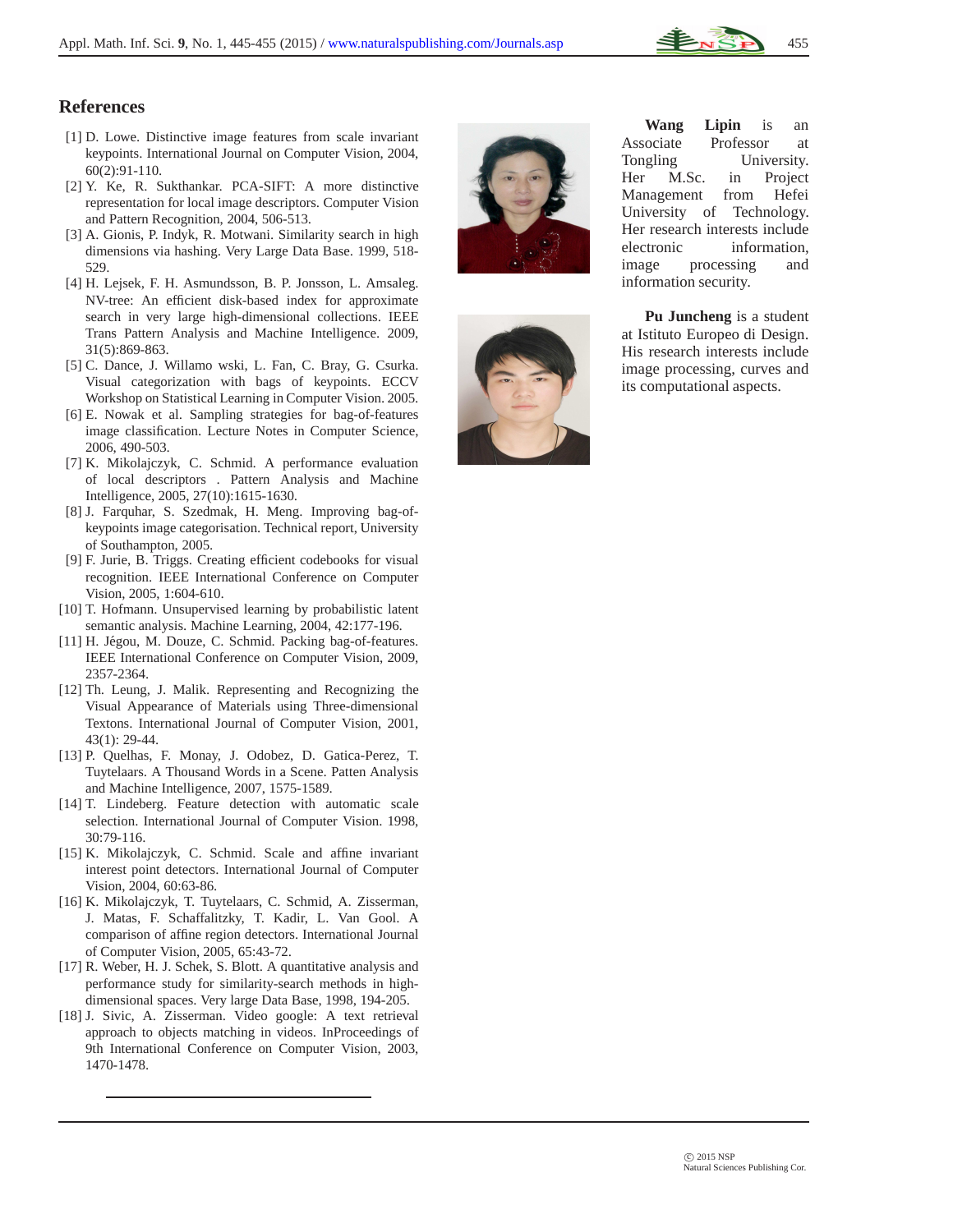## References

[1] D. Lowe. Distinctive image features from scale invariant keypoints. International Journal on Computer Vision, 2004, 60(2):91-110.

[2] Y. Ke, R. Sukthankar. PCA-SIFT: A more distinctive representation for local image descriptors. Computer Vision and Pattern Recognition, 2004, 506-513.

[3] A. Gionis, P. Indyk, R. Motwani. Similarity search in high dimensions via hashing. Very Large Data Base. 1999, 518-529.

[4] H. Lejsek, F. H. Asmundsson, B. P. Jonsson, L. Amsaleg. NV-tree: An efficient disk-based index for approximate search in very large high-dimensional collections. IEEE Trans Pattern Analysis and Machine Intelligence. 2009, 31(5):869-863.

[5] C. Dance, J. Willamo wski, L. Fan, C. Bray, G. Csurka. Visual categorization with bags of keypoints. ECCV Workshop on Statistical Learning in Computer Vision. 2005.

[6] E. Nowak et al. Sampling strategies for bag-of-features image classification. Lecture Notes in Computer Science, 2006, 490-503.

[7] K. Mikolajczyk, C. Schmid. A performance evaluation of local descriptors . Pattern Analysis and Machine Intelligence, 2005, 27(10):1615-1630.

[8] J. Farquhar, S. Szedmak, H. Meng. Improving bag-of-keypoints image categorisation. Technical report, University of Southampton, 2005.

[9] F. Jurie, B. Triggs. Creating efficient codebooks for visual recognition. IEEE International Conference on Computer Vision, 2005, 1:604-610.

[10] T. Hofmann. Unsupervised learning by probabilistic latent semantic analysis. Machine Learning, 2004, 42:177-196.

[11] H. Jégou, M. Douze, C. Schmid. Packing bag-of-features. IEEE International Conference on Computer Vision, 2009, 2357-2364.

[12] Th. Leung, J. Malik. Representing and Recognizing the Visual Appearance of Materials using Three-dimensional Textons. International Journal of Computer Vision, 2001, 43(1): 29-44.

[13] P. Quelhas, F. Monay, J. Odobez, D. Gatica-Perez, T. Tuytelaars. A Thousand Words in a Scene. Patten Analysis and Machine Intelligence, 2007, 1575-1589.

[14] T. Lindeberg. Feature detection with automatic scale selection. International Journal of Computer Vision. 1998, 30:79-116.

[15] K. Mikolajczyk, C. Schmid. Scale and affine invariant interest point detectors. International Journal of Computer Vision, 2004, 60:63-86.

[16] K. Mikolajczyk, T. Tuytelaars, C. Schmid, A. Zisserman, J. Matas, F. Schaffalitzky, T. Kadir, L. Van Gool. A comparison of affine region detectors. International Journal of Computer Vision, 2005, 65:43-72.

[17] R. Weber, H. J. Schek, S. Blott. A quantitative analysis and performance study for similarity-search methods in high-dimensional spaces. Very large Data Base, 1998, 194-205.

[18] J. Sivic, A. Zisserman. Video google: A text retrieval approach to objects matching in videos. InProceedings of 9th International Conference on Computer Vision, 2003, 1470-1478.

**Wang Lipin** is an Associate Professor at Tongling University. Her M.Sc. in Project Management from Hefei University of Technology. Her research interests include electronic information, image processing and information security.

**Pu Juncheng** is a student at Istituto Europeo di Design. His research interests include image processing, curves and its computational aspects.